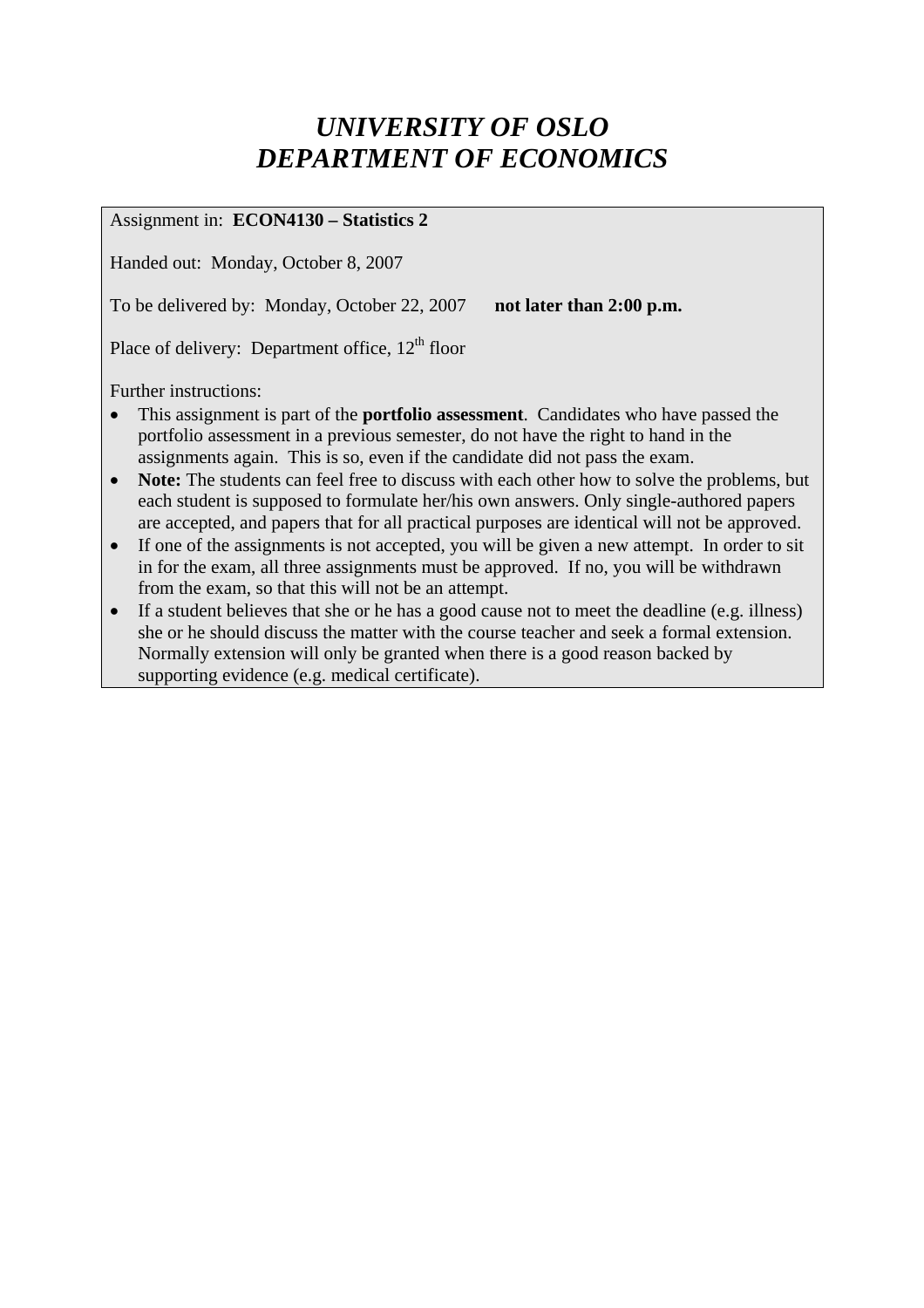# *UNIVERSITY OF OSLO*
# *DEPARTMENT OF ECONOMICS*

Assignment in: **ECON4130 – Statistics 2**

Handed out: Monday, October 8, 2007

To be delivered by: Monday, October 22, 2007 **not later than 2:00 p.m.**

Place of delivery: Department office, $12^{th}$ floor

Further instructions:

- This assignment is part of the **portfolio assessment**. Candidates who have passed the portfolio assessment in a previous semester, do not have the right to hand in the assignments again. This is so, even if the candidate did not pass the exam.
- **Note:** The students can feel free to discuss with each other how to solve the problems, but each student is supposed to formulate her/his own answers. Only single-authored papers are accepted, and papers that for all practical purposes are identical will not be approved.
- If one of the assignments is not accepted, you will be given a new attempt. In order to sit in for the exam, all three assignments must be approved. If no, you will be withdrawn from the exam, so that this will not be an attempt.
- If a student believes that she or he has a good cause not to meet the deadline (e.g. illness) she or he should discuss the matter with the course teacher and seek a formal extension. Normally extension will only be granted when there is a good reason backed by supporting evidence (e.g. medical certificate).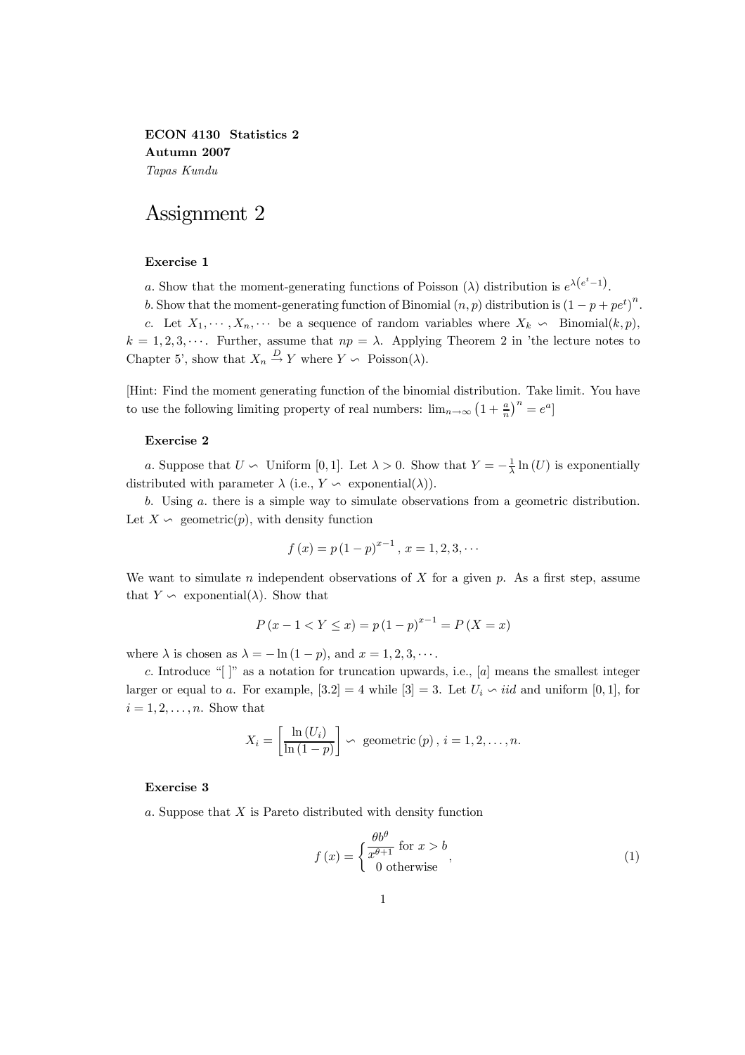**ECON 4130 Statistics 2**
**Autumn 2007**
*Tapas Kundu*

# Assignment 2

### Exercise 1

*a.* Show that the moment-generating functions of Poisson $(\lambda)$ distribution is $e^{\lambda\left(e^{t}-1\right)}$.

*b.* Show that the moment-generating function of Binomial $(n,p)$ distribution is $\left(1-p+pe^{t}\right)^{n}$.

*c.* Let $X_1,\cdots,X_n,\cdots$ be a sequence of random variables where $X_k \backsim$ Binomial$(k,p)$, $k=1,2,3,\cdots$. Further, assume that $np=\lambda$. Applying Theorem 2 in 'the lecture notes to Chapter 5', show that $X_n \overset{D}{\to} Y$ where $Y \backsim$ Poisson$(\lambda)$.

[Hint: Find the moment generating function of the binomial distribution. Take limit. You have to use the following limiting property of real numbers: $\lim_{n\to\infty}\left(1+\frac{a}{n}\right)^{n}=e^{a}$]

### Exercise 2

*a.* Suppose that $U \backsim$ Uniform $[0,1]$. Let $\lambda>0$. Show that $Y=-\frac{1}{\lambda}\ln(U)$ is exponentially distributed with parameter $\lambda$ (i.e., $Y \backsim$ exponential$(\lambda)$).

*b.* Using *a.* there is a simple way to simulate observations from a geometric distribution. Let $X \backsim$ geometric$(p)$, with density function

$$f(x)=p(1-p)^{x-1}\,,\; x=1,2,3,\cdots$$

We want to simulate $n$ independent observations of $X$ for a given $p$. As a first step, assume that $Y \backsim$ exponential$(\lambda)$. Show that

$$P(x-1<Y\leq x)=p(1-p)^{x-1}=P(X=x)$$

where $\lambda$ is chosen as $\lambda=-\ln(1-p)$, and $x=1,2,3,\cdots$.

*c.* Introduce "[ ]" as a notation for truncation upwards, i.e., $[a]$ means the smallest integer larger or equal to $a$. For example, $[3.2]=4$ while $[3]=3$. Let $U_i \backsim iid$ and uniform $[0,1]$, for $i=1,2,\ldots,n$. Show that

$$X_i=\left[\frac{\ln(U_i)}{\ln(1-p)}\right] \backsim \text{ geometric}(p)\,,\; i=1,2,\ldots,n.$$

### Exercise 3

*a.* Suppose that $X$ is Pareto distributed with density function

$$f(x)=\begin{cases}\dfrac{\theta b^{\theta}}{x^{\theta+1}} \text{ for } x>b\\ 0 \text{ otherwise}\end{cases}, \tag{1}$$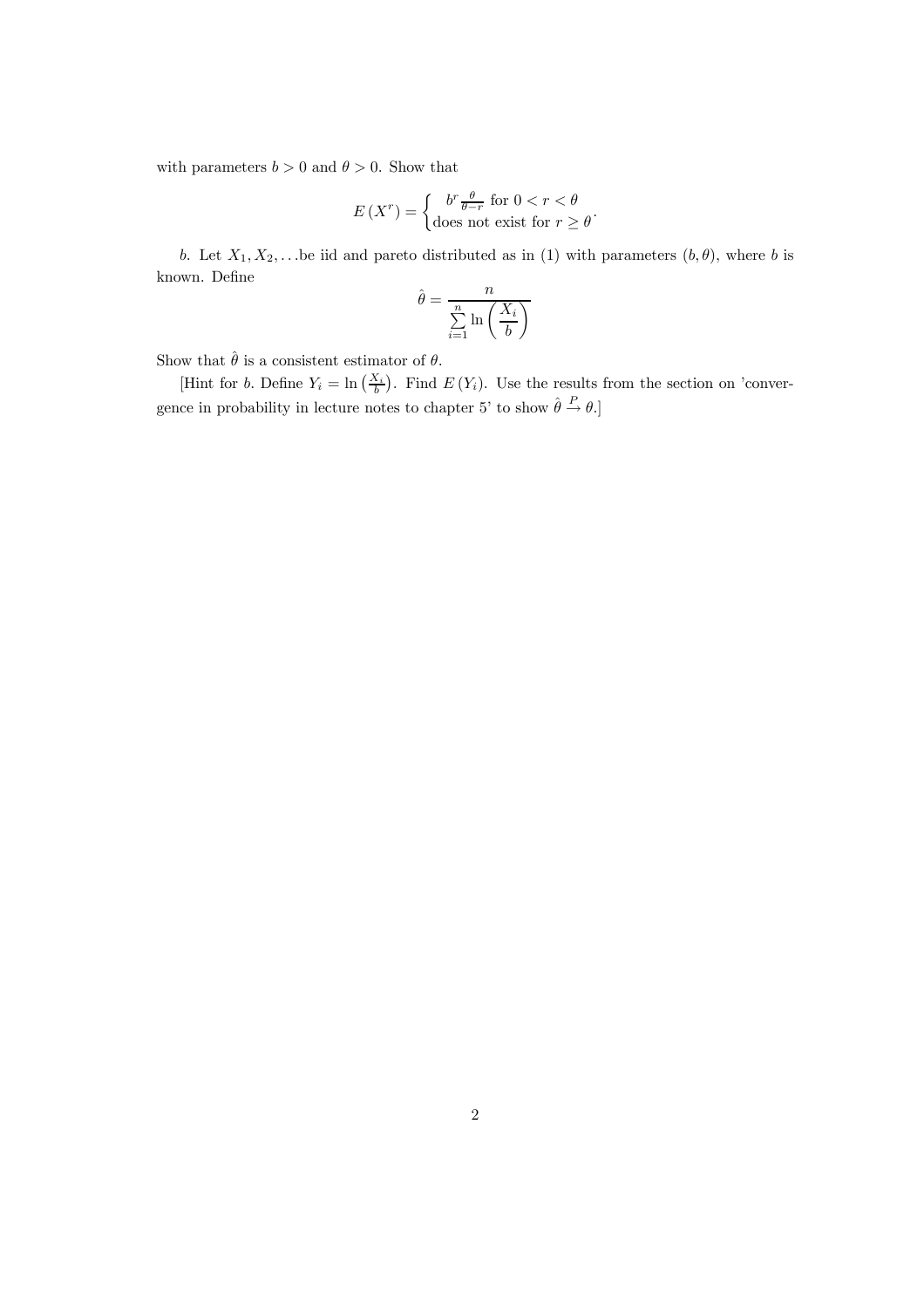with parameters $b > 0$ and $\theta > 0$. Show that

$$E\left(X^r\right) = \begin{cases} b^r \frac{\theta}{\theta - r} \text{ for } 0 < r < \theta \\ \text{does not exist for } r \geq \theta \end{cases}.$$

*b*. Let $X_1, X_2, \ldots$ be iid and pareto distributed as in (1) with parameters $(b, \theta)$, where $b$ is known. Define

$$\hat{\theta} = \frac{n}{\sum_{i=1}^{n} \ln\left(\frac{X_i}{b}\right)}$$

Show that $\hat{\theta}$ is a consistent estimator of $\theta$.

[Hint for *b*. Define $Y_i = \ln\left(\frac{X_i}{b}\right)$. Find $E\left(Y_i\right)$. Use the results from the section on 'convergence in probability in lecture notes to chapter 5' to show $\hat{\theta} \xrightarrow{P} \theta$.]